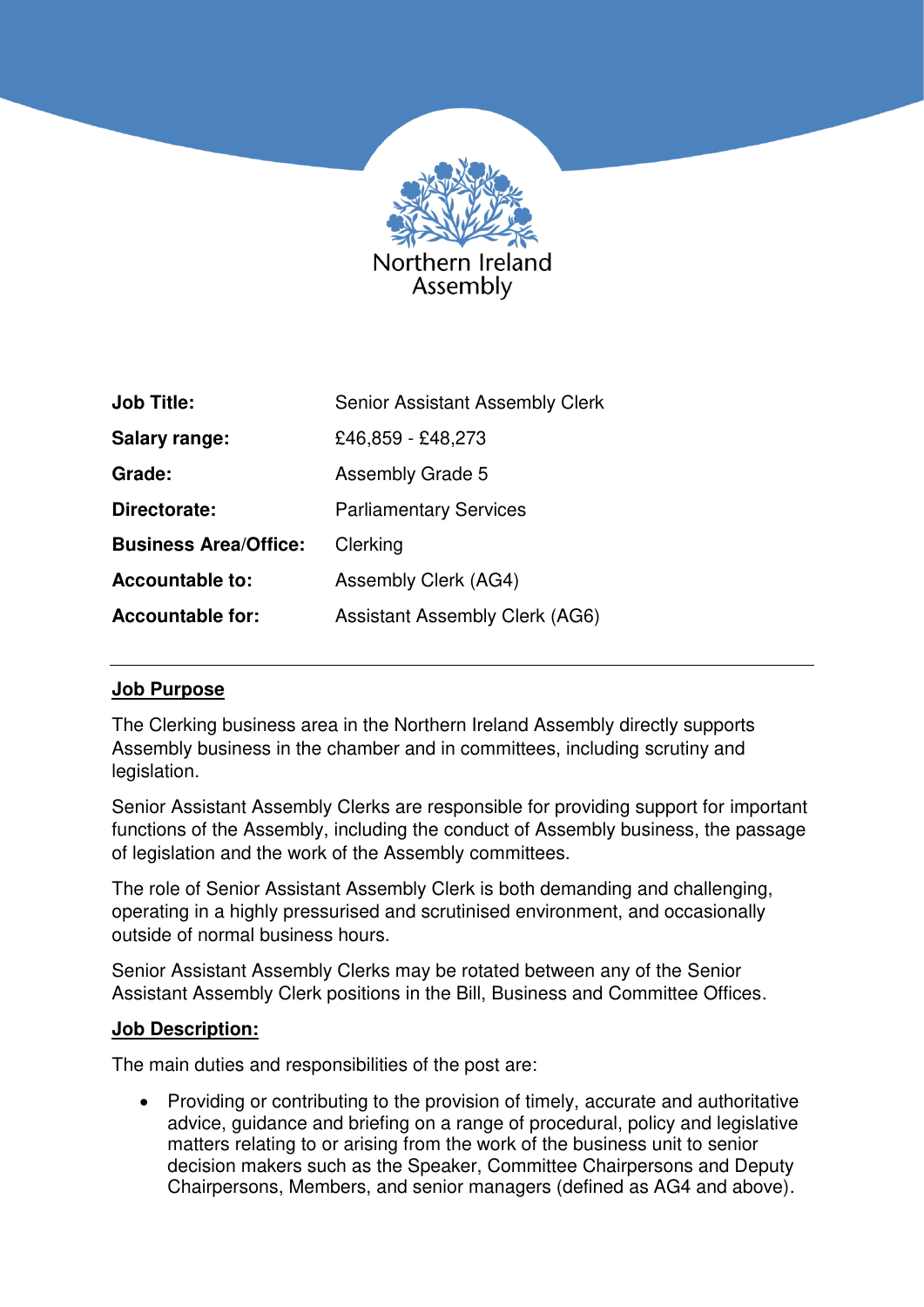Northern Ireland Assembly

| | |
|---|---|
| **Job Title:** | Senior Assistant Assembly Clerk |
| **Salary range:** | £46,859 - £48,273 |
| **Grade:** | Assembly Grade 5 |
| **Directorate:** | Parliamentary Services |
| **Business Area/Office:** | Clerking |
| **Accountable to:** | Assembly Clerk (AG4) |
| **Accountable for:** | Assistant Assembly Clerk (AG6) |

---

## Job Purpose

The Clerking business area in the Northern Ireland Assembly directly supports Assembly business in the chamber and in committees, including scrutiny and legislation.

Senior Assistant Assembly Clerks are responsible for providing support for important functions of the Assembly, including the conduct of Assembly business, the passage of legislation and the work of the Assembly committees.

The role of Senior Assistant Assembly Clerk is both demanding and challenging, operating in a highly pressurised and scrutinised environment, and occasionally outside of normal business hours.

Senior Assistant Assembly Clerks may be rotated between any of the Senior Assistant Assembly Clerk positions in the Bill, Business and Committee Offices.

## Job Description:

The main duties and responsibilities of the post are:

- Providing or contributing to the provision of timely, accurate and authoritative advice, guidance and briefing on a range of procedural, policy and legislative matters relating to or arising from the work of the business unit to senior decision makers such as the Speaker, Committee Chairpersons and Deputy Chairpersons, Members, and senior managers (defined as AG4 and above).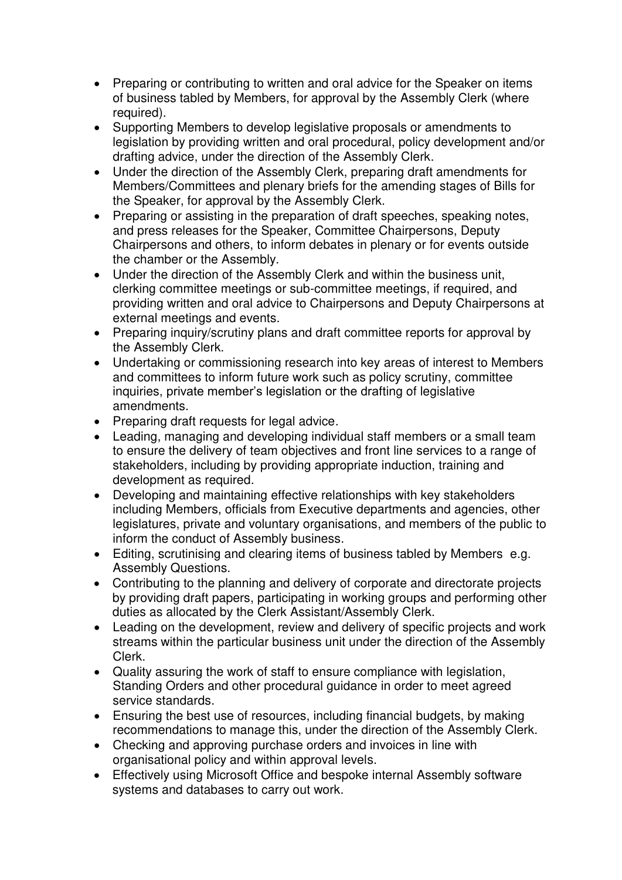- Preparing or contributing to written and oral advice for the Speaker on items of business tabled by Members, for approval by the Assembly Clerk (where required).
- Supporting Members to develop legislative proposals or amendments to legislation by providing written and oral procedural, policy development and/or drafting advice, under the direction of the Assembly Clerk.
- Under the direction of the Assembly Clerk, preparing draft amendments for Members/Committees and plenary briefs for the amending stages of Bills for the Speaker, for approval by the Assembly Clerk.
- Preparing or assisting in the preparation of draft speeches, speaking notes, and press releases for the Speaker, Committee Chairpersons, Deputy Chairpersons and others, to inform debates in plenary or for events outside the chamber or the Assembly.
- Under the direction of the Assembly Clerk and within the business unit, clerking committee meetings or sub-committee meetings, if required, and providing written and oral advice to Chairpersons and Deputy Chairpersons at external meetings and events.
- Preparing inquiry/scrutiny plans and draft committee reports for approval by the Assembly Clerk.
- Undertaking or commissioning research into key areas of interest to Members and committees to inform future work such as policy scrutiny, committee inquiries, private member's legislation or the drafting of legislative amendments.
- Preparing draft requests for legal advice.
- Leading, managing and developing individual staff members or a small team to ensure the delivery of team objectives and front line services to a range of stakeholders, including by providing appropriate induction, training and development as required.
- Developing and maintaining effective relationships with key stakeholders including Members, officials from Executive departments and agencies, other legislatures, private and voluntary organisations, and members of the public to inform the conduct of Assembly business.
- Editing, scrutinising and clearing items of business tabled by Members e.g. Assembly Questions.
- Contributing to the planning and delivery of corporate and directorate projects by providing draft papers, participating in working groups and performing other duties as allocated by the Clerk Assistant/Assembly Clerk.
- Leading on the development, review and delivery of specific projects and work streams within the particular business unit under the direction of the Assembly Clerk.
- Quality assuring the work of staff to ensure compliance with legislation, Standing Orders and other procedural guidance in order to meet agreed service standards.
- Ensuring the best use of resources, including financial budgets, by making recommendations to manage this, under the direction of the Assembly Clerk.
- Checking and approving purchase orders and invoices in line with organisational policy and within approval levels.
- Effectively using Microsoft Office and bespoke internal Assembly software systems and databases to carry out work.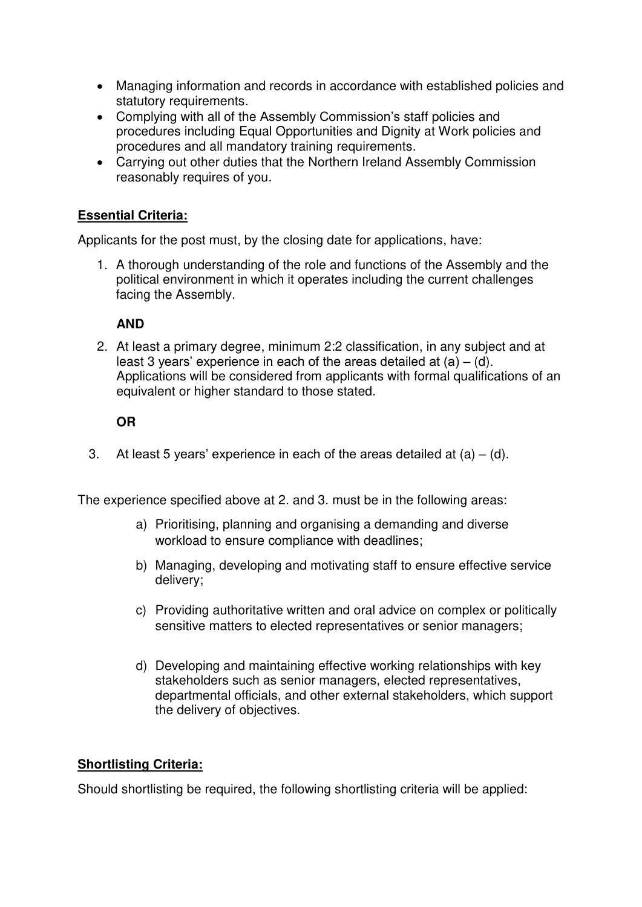- Managing information and records in accordance with established policies and statutory requirements.
- Complying with all of the Assembly Commission's staff policies and procedures including Equal Opportunities and Dignity at Work policies and procedures and all mandatory training requirements.
- Carrying out other duties that the Northern Ireland Assembly Commission reasonably requires of you.

**Essential Criteria:**

Applicants for the post must, by the closing date for applications, have:

1. A thorough understanding of the role and functions of the Assembly and the political environment in which it operates including the current challenges facing the Assembly.

   **AND**

2. At least a primary degree, minimum 2:2 classification, in any subject and at least 3 years' experience in each of the areas detailed at (a) – (d). Applications will be considered from applicants with formal qualifications of an equivalent or higher standard to those stated.

   **OR**

3. At least 5 years' experience in each of the areas detailed at (a) – (d).

The experience specified above at 2. and 3. must be in the following areas:

a) Prioritising, planning and organising a demanding and diverse workload to ensure compliance with deadlines;

b) Managing, developing and motivating staff to ensure effective service delivery;

c) Providing authoritative written and oral advice on complex or politically sensitive matters to elected representatives or senior managers;

d) Developing and maintaining effective working relationships with key stakeholders such as senior managers, elected representatives, departmental officials, and other external stakeholders, which support the delivery of objectives.

**Shortlisting Criteria:**

Should shortlisting be required, the following shortlisting criteria will be applied: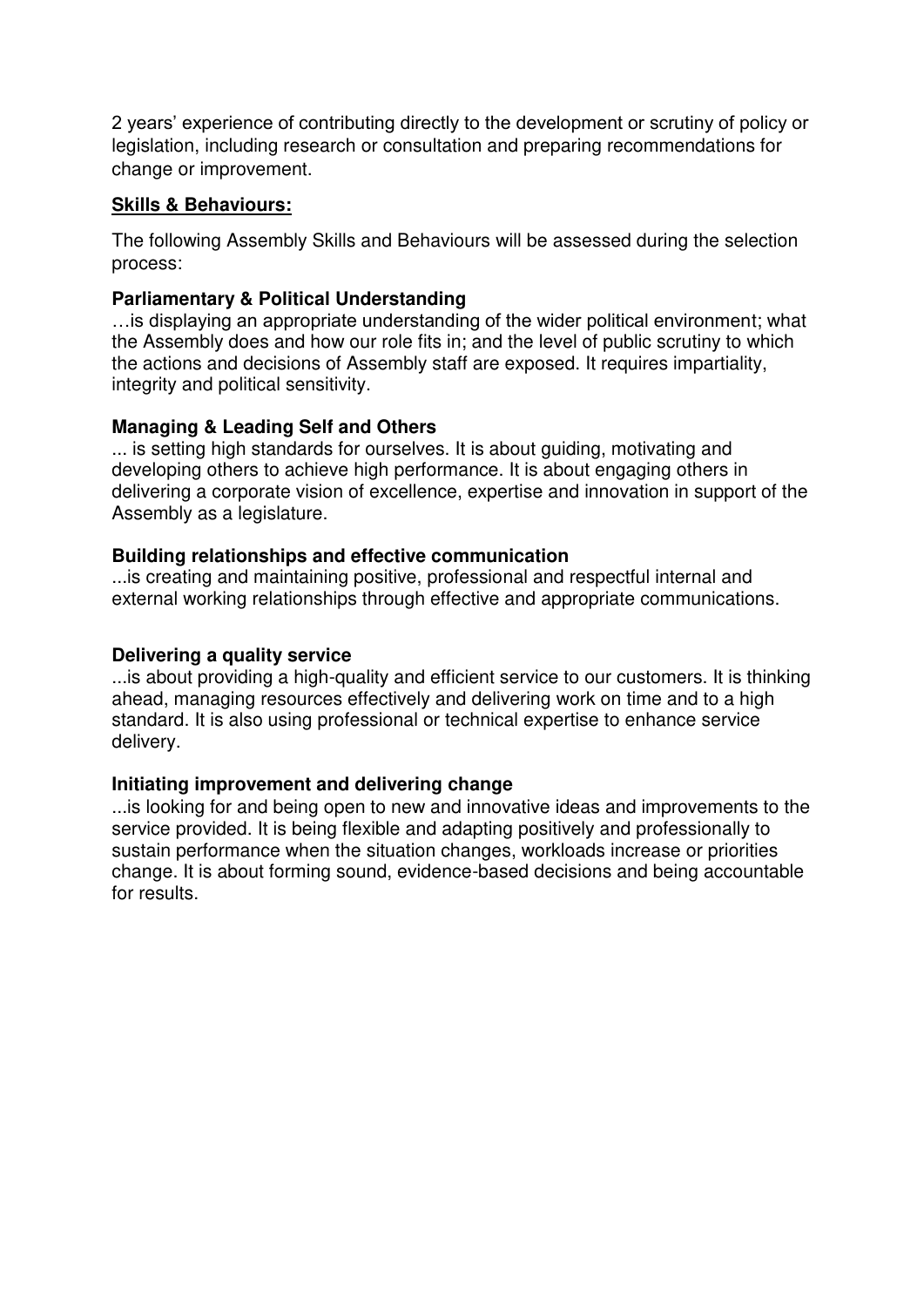2 years' experience of contributing directly to the development or scrutiny of policy or legislation, including research or consultation and preparing recommendations for change or improvement.

**Skills & Behaviours:**

The following Assembly Skills and Behaviours will be assessed during the selection process:

**Parliamentary & Political Understanding**
…is displaying an appropriate understanding of the wider political environment; what the Assembly does and how our role fits in; and the level of public scrutiny to which the actions and decisions of Assembly staff are exposed. It requires impartiality, integrity and political sensitivity.

**Managing & Leading Self and Others**
... is setting high standards for ourselves. It is about guiding, motivating and developing others to achieve high performance. It is about engaging others in delivering a corporate vision of excellence, expertise and innovation in support of the Assembly as a legislature.

**Building relationships and effective communication**
...is creating and maintaining positive, professional and respectful internal and external working relationships through effective and appropriate communications.

**Delivering a quality service**
...is about providing a high-quality and efficient service to our customers. It is thinking ahead, managing resources effectively and delivering work on time and to a high standard. It is also using professional or technical expertise to enhance service delivery.

**Initiating improvement and delivering change**
...is looking for and being open to new and innovative ideas and improvements to the service provided. It is being flexible and adapting positively and professionally to sustain performance when the situation changes, workloads increase or priorities change. It is about forming sound, evidence-based decisions and being accountable for results.